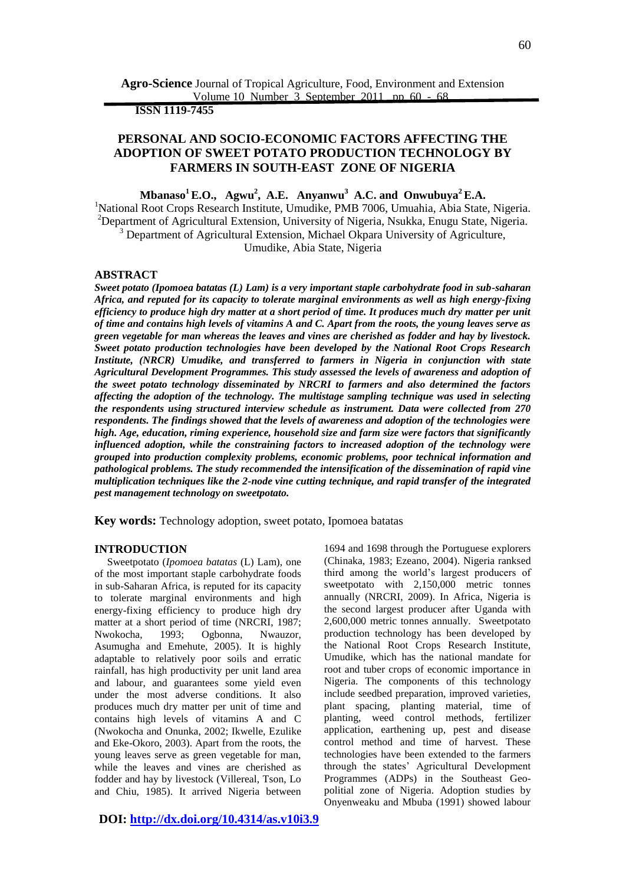**Agro-Science** Journal of Tropical Agriculture, Food, Environment and Extension
Volume 10 Number 3 September 2011 pp 60 - 68

**ISSN 1119-7455**

# PERSONAL AND SOCIO-ECONOMIC FACTORS AFFECTING THE ADOPTION OF SWEET POTATO PRODUCTION TECHNOLOGY BY FARMERS IN SOUTH-EAST ZONE OF NIGERIA

**Mbanaso[1] E.O., Agwu[2], A.E. Anyanwu[3] A.C. and Onwubuya[2] E.A.**

[1]National Root Crops Research Institute, Umudike, PMB 7006, Umuahia, Abia State, Nigeria.
[2]Department of Agricultural Extension, University of Nigeria, Nsukka, Enugu State, Nigeria.
[3] Department of Agricultural Extension, Michael Okpara University of Agriculture, Umudike, Abia State, Nigeria

## ABSTRACT

***Sweet potato (Ipomoea batatas (L) Lam) is a very important staple carbohydrate food in sub-saharan Africa, and reputed for its capacity to tolerate marginal environments as well as high energy-fixing efficiency to produce high dry matter at a short period of time. It produces much dry matter per unit of time and contains high levels of vitamins A and C. Apart from the roots, the young leaves serve as green vegetable for man whereas the leaves and vines are cherished as fodder and hay by livestock. Sweet potato production technologies have been developed by the National Root Crops Research Institute, (NRCR) Umudike, and transferred to farmers in Nigeria in conjunction with state Agricultural Development Programmes. This study assessed the levels of awareness and adoption of the sweet potato technology disseminated by NRCRI to farmers and also determined the factors affecting the adoption of the technology. The multistage sampling technique was used in selecting the respondents using structured interview schedule as instrument. Data were collected from 270 respondents. The findings showed that the levels of awareness and adoption of the technologies were high. Age, education, riming experience, household size and farm size were factors that significantly influenced adoption, while the constraining factors to increased adoption of the technology were grouped into production complexity problems, economic problems, poor technical information and pathological problems. The study recommended the intensification of the dissemination of rapid vine multiplication techniques like the 2-node vine cutting technique, and rapid transfer of the integrated pest management technology on sweetpotato.***

**Key words:** Technology adoption, sweet potato, Ipomoea batatas

## INTRODUCTION

Sweetpotato (*Ipomoea batatas* (L) Lam), one of the most important staple carbohydrate foods in sub-Saharan Africa, is reputed for its capacity to tolerate marginal environments and high energy-fixing efficiency to produce high dry matter at a short period of time (NRCRI, 1987; Nwokocha, 1993; Ogbonna, Nwauzor, Asumugha and Emehute, 2005). It is highly adaptable to relatively poor soils and erratic rainfall, has high productivity per unit land area and labour, and guarantees some yield even under the most adverse conditions. It also produces much dry matter per unit of time and contains high levels of vitamins A and C (Nwokocha and Onunka, 2002; Ikwelle, Ezulike and Eke-Okoro, 2003). Apart from the roots, the young leaves serve as green vegetable for man, while the leaves and vines are cherished as fodder and hay by livestock (Villereal, Tson, Lo and Chiu, 1985). It arrived Nigeria between 1694 and 1698 through the Portuguese explorers (Chinaka, 1983; Ezeano, 2004). Nigeria ranksed third among the world's largest producers of sweetpotato with 2,150,000 metric tonnes annually (NRCRI, 2009). In Africa, Nigeria is the second largest producer after Uganda with 2,600,000 metric tonnes annually. Sweetpotato production technology has been developed by the National Root Crops Research Institute, Umudike, which has the national mandate for root and tuber crops of economic importance in Nigeria. The components of this technology include seedbed preparation, improved varieties, plant spacing, planting material, time of planting, weed control methods, fertilizer application, earthening up, pest and disease control method and time of harvest. These technologies have been extended to the farmers through the states' Agricultural Development Programmes (ADPs) in the Southeast Geo-politial zone of Nigeria. Adoption studies by Onyenweaku and Mbuba (1991) showed labour

**DOI: http://dx.doi.org/10.4314/as.v10i3.9**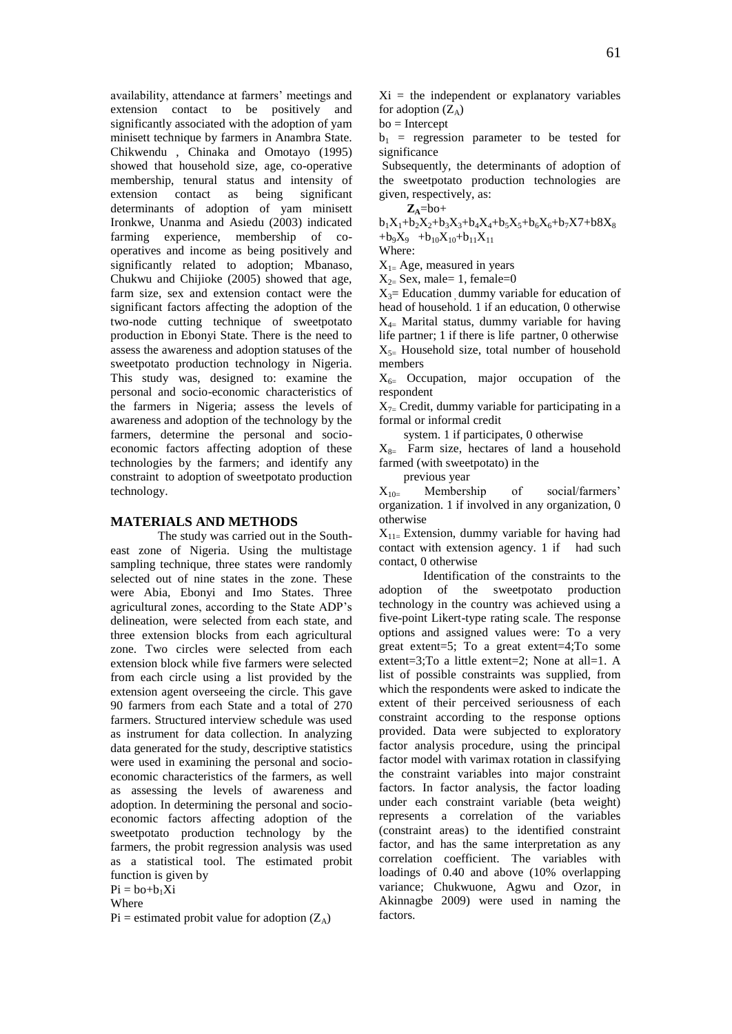availability, attendance at farmers' meetings and extension contact to be positively and significantly associated with the adoption of yam minisett technique by farmers in Anambra State. Chikwendu , Chinaka and Omotayo (1995) showed that household size, age, co-operative membership, tenural status and intensity of extension contact as being significant determinants of adoption of yam minisett Ironkwe, Unanma and Asiedu (2003) indicated farming experience, membership of co-operatives and income as being positively and significantly related to adoption; Mbanaso, Chukwu and Chijioke (2005) showed that age, farm size, sex and extension contact were the significant factors affecting the adoption of the two-node cutting technique of sweetpotato production in Ebonyi State. There is the need to assess the awareness and adoption statuses of the sweetpotato production technology in Nigeria. This study was, designed to: examine the personal and socio-economic characteristics of the farmers in Nigeria; assess the levels of awareness and adoption of the technology by the farmers, determine the personal and socio-economic factors affecting adoption of these technologies by the farmers; and identify any constraint to adoption of sweetpotato production technology.

## MATERIALS AND METHODS

The study was carried out in the South-east zone of Nigeria. Using the multistage sampling technique, three states were randomly selected out of nine states in the zone. These were Abia, Ebonyi and Imo States. Three agricultural zones, according to the State ADP's delineation, were selected from each state, and three extension blocks from each agricultural zone. Two circles were selected from each extension block while five farmers were selected from each circle using a list provided by the extension agent overseeing the circle. This gave 90 farmers from each State and a total of 270 farmers. Structured interview schedule was used as instrument for data collection. In analyzing data generated for the study, descriptive statistics were used in examining the personal and socio-economic characteristics of the farmers, as well as assessing the levels of awareness and adoption. In determining the personal and socio-economic factors affecting adoption of the sweetpotato production technology by the farmers, the probit regression analysis was used as a statistical tool. The estimated probit function is given by

$Pi = bo + b_1Xi$

Where

$Pi$ = estimated probit value for adoption ($Z_A$)

$Xi$ = the independent or explanatory variables for adoption ($Z_A$)

$bo$ = Intercept

$b_1$ = regression parameter to be tested for significance

Subsequently, the determinants of adoption of the sweetpotato production technologies are given, respectively, as:

$$Z_A = bo + b_1X_1 + b_2X_2 + b_3X_3 + b_4X_4 + b_5X_5 + b_6X_6 + b_7X7 + b8X_8 + b_9X_9 + b_{10}X_{10} + b_{11}X_{11}$$

Where:

$X_1$ = Age, measured in years

$X_2$ = Sex, male= 1, female=0

$X_3$ = Education , dummy variable for education of head of household. 1 if an education, 0 otherwise

$X_4$ = Marital status, dummy variable for having life partner; 1 if there is life partner, 0 otherwise

$X_5$ = Household size, total number of household members

$X_6$ = Occupation, major occupation of the respondent

$X_7$ = Credit, dummy variable for participating in a formal or informal credit system. 1 if participates, 0 otherwise

$X_8$ = Farm size, hectares of land a household farmed (with sweetpotato) in the previous year

$X_{10}$ = Membership of social/farmers' organization. 1 if involved in any organization, 0 otherwise

$X_{11}$ = Extension, dummy variable for having had contact with extension agency. 1 if had such contact, 0 otherwise

Identification of the constraints to the adoption of the sweetpotato production technology in the country was achieved using a five-point Likert-type rating scale. The response options and assigned values were: To a very great extent=5; To a great extent=4;To some extent=3;To a little extent=2; None at all=1. A list of possible constraints was supplied, from which the respondents were asked to indicate the extent of their perceived seriousness of each constraint according to the response options provided. Data were subjected to exploratory factor analysis procedure, using the principal factor model with varimax rotation in classifying the constraint variables into major constraint factors. In factor analysis, the factor loading under each constraint variable (beta weight) represents a correlation of the variables (constraint areas) to the identified constraint factor, and has the same interpretation as any correlation coefficient. The variables with loadings of 0.40 and above (10% overlapping variance; Chukwuone, Agwu and Ozor, in Akinnagbe 2009) were used in naming the factors.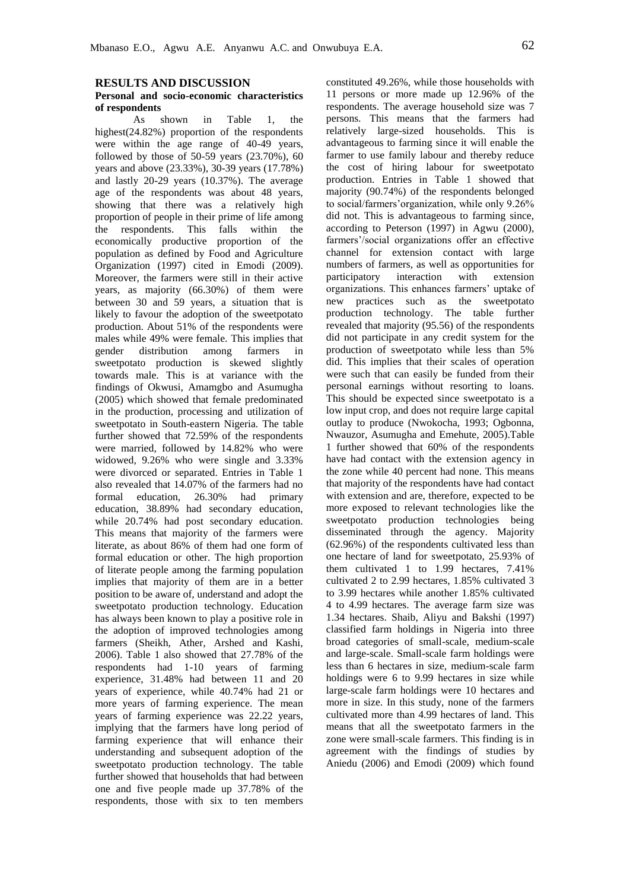## RESULTS AND DISCUSSION

### Personal and socio-economic characteristics of respondents

As shown in Table 1, the highest(24.82%) proportion of the respondents were within the age range of 40-49 years, followed by those of 50-59 years (23.70%), 60 years and above (23.33%), 30-39 years (17.78%) and lastly 20-29 years (10.37%). The average age of the respondents was about 48 years, showing that there was a relatively high proportion of people in their prime of life among the respondents. This falls within the economically productive proportion of the population as defined by Food and Agriculture Organization (1997) cited in Emodi (2009). Moreover, the farmers were still in their active years, as majority (66.30%) of them were between 30 and 59 years, a situation that is likely to favour the adoption of the sweetpotato production. About 51% of the respondents were males while 49% were female. This implies that gender distribution among farmers in sweetpotato production is skewed slightly towards male. This is at variance with the findings of Okwusi, Amamgbo and Asumugha (2005) which showed that female predominated in the production, processing and utilization of sweetpotato in South-eastern Nigeria. The table further showed that 72.59% of the respondents were married, followed by 14.82% who were widowed, 9.26% who were single and 3.33% were divorced or separated. Entries in Table 1 also revealed that 14.07% of the farmers had no formal education, 26.30% had primary education, 38.89% had secondary education, while 20.74% had post secondary education. This means that majority of the farmers were literate, as about 86% of them had one form of formal education or other. The high proportion of literate people among the farming population implies that majority of them are in a better position to be aware of, understand and adopt the sweetpotato production technology. Education has always been known to play a positive role in the adoption of improved technologies among farmers (Sheikh, Ather, Arshed and Kashi, 2006). Table 1 also showed that 27.78% of the respondents had 1-10 years of farming experience, 31.48% had between 11 and 20 years of experience, while 40.74% had 21 or more years of farming experience. The mean years of farming experience was 22.22 years, implying that the farmers have long period of farming experience that will enhance their understanding and subsequent adoption of the sweetpotato production technology. The table further showed that households that had between one and five people made up 37.78% of the respondents, those with six to ten members constituted 49.26%, while those households with 11 persons or more made up 12.96% of the respondents. The average household size was 7 persons. This means that the farmers had relatively large-sized households. This is advantageous to farming since it will enable the farmer to use family labour and thereby reduce the cost of hiring labour for sweetpotato production. Entries in Table 1 showed that majority (90.74%) of the respondents belonged to social/farmers'organization, while only 9.26% did not. This is advantageous to farming since, according to Peterson (1997) in Agwu (2000), farmers'/social organizations offer an effective channel for extension contact with large numbers of farmers, as well as opportunities for participatory interaction with extension organizations. This enhances farmers' uptake of new practices such as the sweetpotato production technology. The table further revealed that majority (95.56) of the respondents did not participate in any credit system for the production of sweetpotato while less than 5% did. This implies that their scales of operation were such that can easily be funded from their personal earnings without resorting to loans. This should be expected since sweetpotato is a low input crop, and does not require large capital outlay to produce (Nwokocha, 1993; Ogbonna, Nwauzor, Asumugha and Emehute, 2005).Table 1 further showed that 60% of the respondents have had contact with the extension agency in the zone while 40 percent had none. This means that majority of the respondents have had contact with extension and are, therefore, expected to be more exposed to relevant technologies like the sweetpotato production technologies being disseminated through the agency. Majority (62.96%) of the respondents cultivated less than one hectare of land for sweetpotato, 25.93% of them cultivated 1 to 1.99 hectares, 7.41% cultivated 2 to 2.99 hectares, 1.85% cultivated 3 to 3.99 hectares while another 1.85% cultivated 4 to 4.99 hectares. The average farm size was 1.34 hectares. Shaib, Aliyu and Bakshi (1997) classified farm holdings in Nigeria into three broad categories of small-scale, medium-scale and large-scale. Small-scale farm holdings were less than 6 hectares in size, medium-scale farm holdings were 6 to 9.99 hectares in size while large-scale farm holdings were 10 hectares and more in size. In this study, none of the farmers cultivated more than 4.99 hectares of land. This means that all the sweetpotato farmers in the zone were small-scale farmers. This finding is in agreement with the findings of studies by Aniedu (2006) and Emodi (2009) which found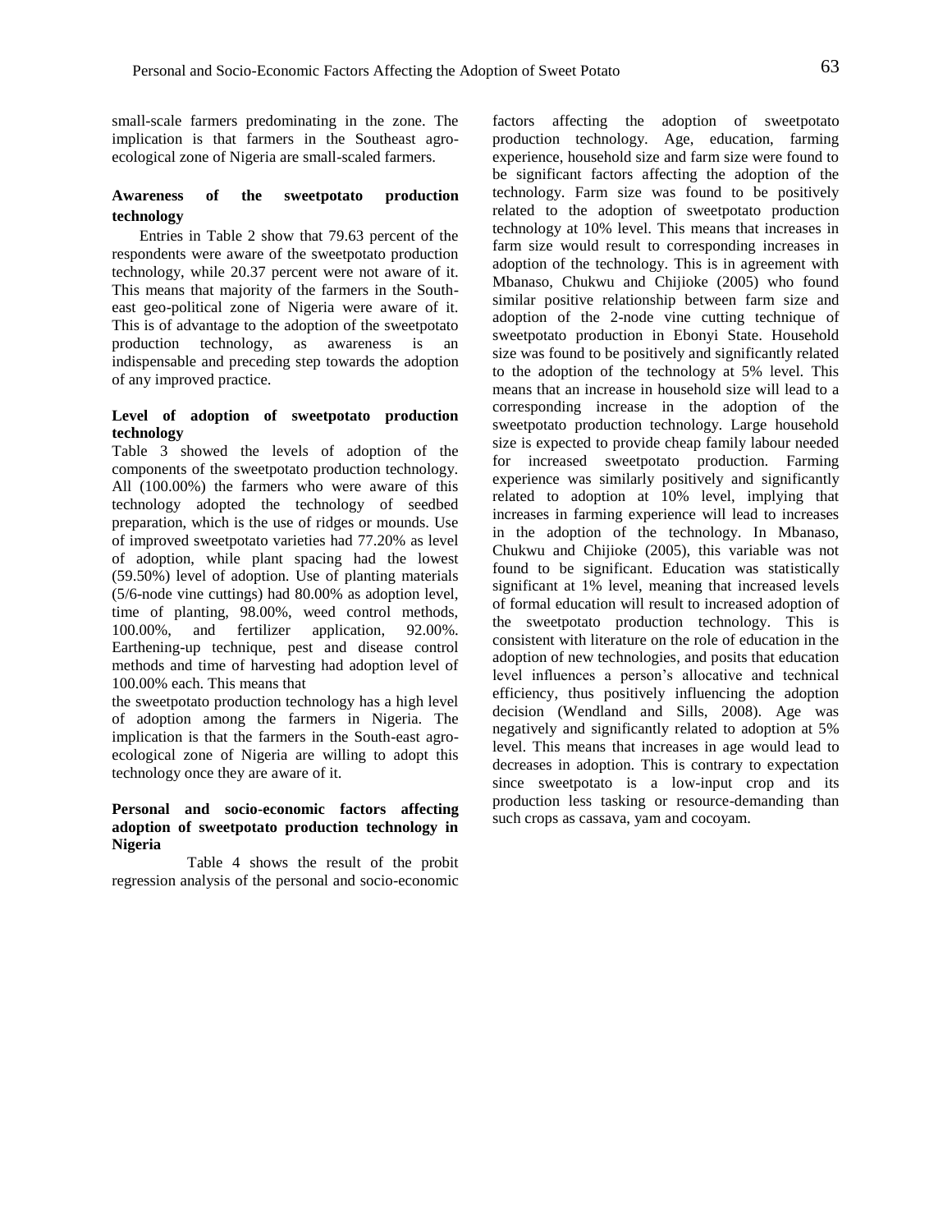small-scale farmers predominating in the zone. The implication is that farmers in the Southeast agro-ecological zone of Nigeria are small-scaled farmers.

### Awareness of the sweetpotato production technology

Entries in Table 2 show that 79.63 percent of the respondents were aware of the sweetpotato production technology, while 20.37 percent were not aware of it. This means that majority of the farmers in the South-east geo-political zone of Nigeria were aware of it. This is of advantage to the adoption of the sweetpotato production technology, as awareness is an indispensable and preceding step towards the adoption of any improved practice.

### Level of adoption of sweetpotato production technology

Table 3 showed the levels of adoption of the components of the sweetpotato production technology. All (100.00%) the farmers who were aware of this technology adopted the technology of seedbed preparation, which is the use of ridges or mounds. Use of improved sweetpotato varieties had 77.20% as level of adoption, while plant spacing had the lowest (59.50%) level of adoption. Use of planting materials (5/6-node vine cuttings) had 80.00% as adoption level, time of planting, 98.00%, weed control methods, 100.00%, and fertilizer application, 92.00%. Earthening-up technique, pest and disease control methods and time of harvesting had adoption level of 100.00% each. This means that
the sweetpotato production technology has a high level of adoption among the farmers in Nigeria. The implication is that the farmers in the South-east agro-ecological zone of Nigeria are willing to adopt this technology once they are aware of it.

### Personal and socio-economic factors affecting adoption of sweetpotato production technology in Nigeria

Table 4 shows the result of the probit regression analysis of the personal and socio-economic factors affecting the adoption of sweetpotato production technology. Age, education, farming experience, household size and farm size were found to be significant factors affecting the adoption of the technology. Farm size was found to be positively related to the adoption of sweetpotato production technology at 10% level. This means that increases in farm size would result to corresponding increases in adoption of the technology. This is in agreement with Mbanaso, Chukwu and Chijioke (2005) who found similar positive relationship between farm size and adoption of the 2-node vine cutting technique of sweetpotato production in Ebonyi State. Household size was found to be positively and significantly related to the adoption of the technology at 5% level. This means that an increase in household size will lead to a corresponding increase in the adoption of the sweetpotato production technology. Large household size is expected to provide cheap family labour needed for increased sweetpotato production. Farming experience was similarly positively and significantly related to adoption at 10% level, implying that increases in farming experience will lead to increases in the adoption of the technology. In Mbanaso, Chukwu and Chijioke (2005), this variable was not found to be significant. Education was statistically significant at 1% level, meaning that increased levels of formal education will result to increased adoption of the sweetpotato production technology. This is consistent with literature on the role of education in the adoption of new technologies, and posits that education level influences a person's allocative and technical efficiency, thus positively influencing the adoption decision (Wendland and Sills, 2008). Age was negatively and significantly related to adoption at 5% level. This means that increases in age would lead to decreases in adoption. This is contrary to expectation since sweetpotato is a low-input crop and its production less tasking or resource-demanding than such crops as cassava, yam and cocoyam.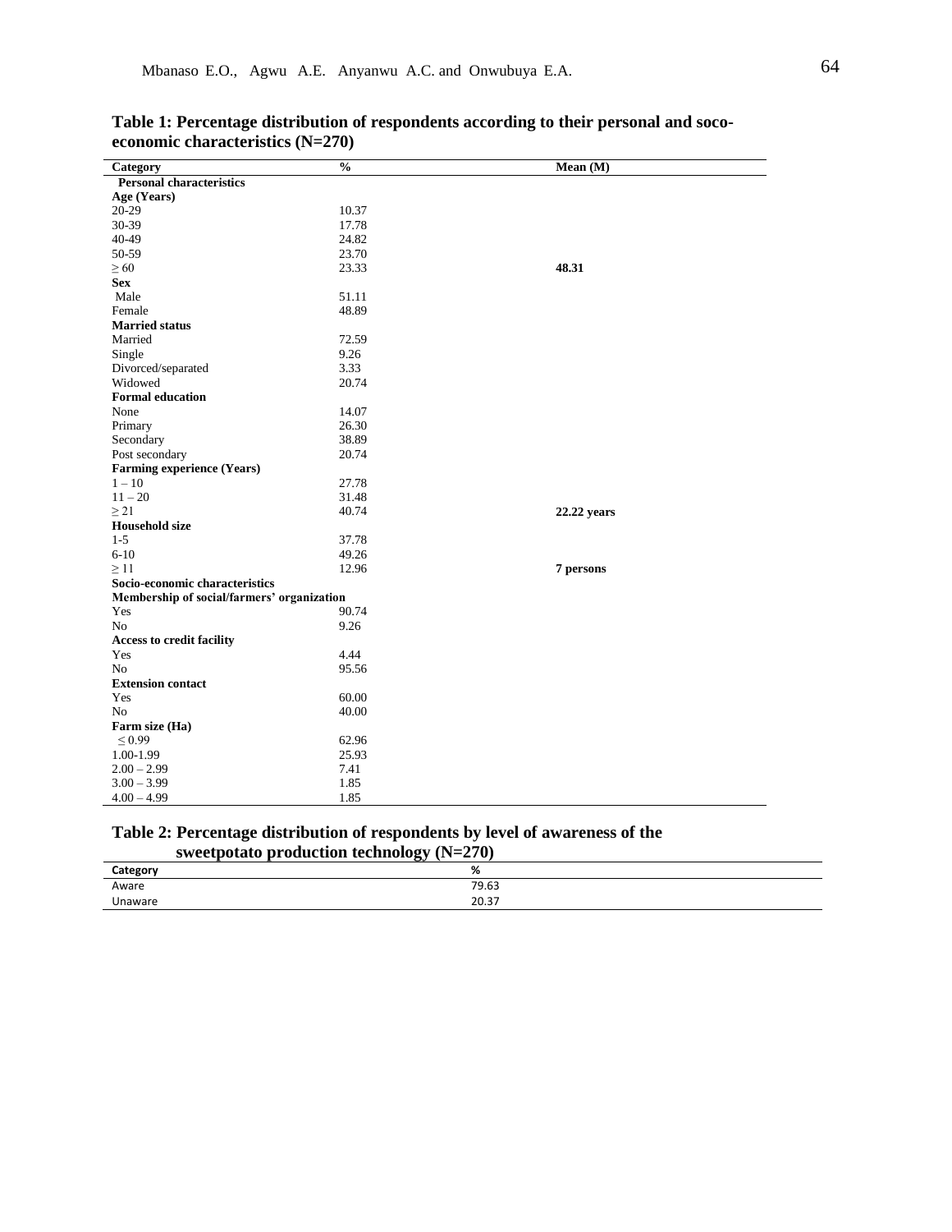**Table 1: Percentage distribution of respondents according to their personal and soco-economic characteristics (N=270)**

| Category | % | Mean (M) |
|---|---|---|
| **Personal characteristics** | | |
| **Age (Years)** | | |
| 20-29 | 10.37 | |
| 30-39 | 17.78 | |
| 40-49 | 24.82 | |
| 50-59 | 23.70 | |
| $\geq 60$ | 23.33 | **48.31** |
| **Sex** | | |
| Male | 51.11 | |
| Female | 48.89 | |
| **Married status** | | |
| Married | 72.59 | |
| Single | 9.26 | |
| Divorced/separated | 3.33 | |
| Widowed | 20.74 | |
| **Formal education** | | |
| None | 14.07 | |
| Primary | 26.30 | |
| Secondary | 38.89 | |
| Post secondary | 20.74 | |
| **Farming experience (Years)** | | |
| 1 – 10 | 27.78 | |
| 11 – 20 | 31.48 | |
| $\geq 21$ | 40.74 | **22.22 years** |
| **Household size** | | |
| 1-5 | 37.78 | |
| 6-10 | 49.26 | |
| $\geq 11$ | 12.96 | **7 persons** |
| **Socio-economic characteristics** | | |
| **Membership of social/farmers' organization** | | |
| Yes | 90.74 | |
| No | 9.26 | |
| **Access to credit facility** | | |
| Yes | 4.44 | |
| No | 95.56 | |
| **Extension contact** | | |
| Yes | 60.00 | |
| No | 40.00 | |
| **Farm size (Ha)** | | |
| $\leq 0.99$ | 62.96 | |
| 1.00-1.99 | 25.93 | |
| 2.00 – 2.99 | 7.41 | |
| 3.00 – 3.99 | 1.85 | |
| 4.00 – 4.99 | 1.85 | |

**Table 2: Percentage distribution of respondents by level of awareness of the sweetpotato production technology (N=270)**

| Category | % |
|---|---|
| Aware | 79.63 |
| Unaware | 20.37 |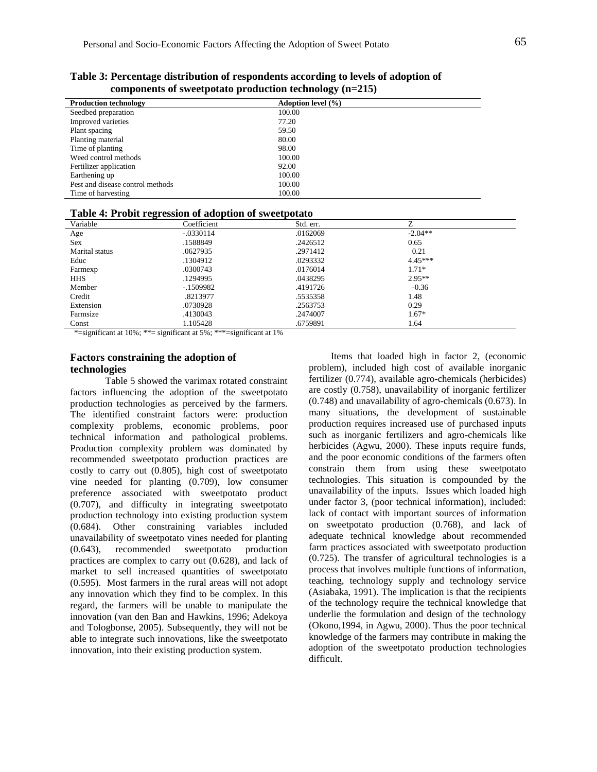**Table 3: Percentage distribution of respondents according to levels of adoption of components of sweetpotato production technology (n=215)**

| Production technology | Adoption level (%) |
|---|---|
| Seedbed preparation | 100.00 |
| Improved varieties | 77.20 |
| Plant spacing | 59.50 |
| Planting material | 80.00 |
| Time of planting | 98.00 |
| Weed control methods | 100.00 |
| Fertilizer application | 92.00 |
| Earthening up | 100.00 |
| Pest and disease control methods | 100.00 |
| Time of harvesting | 100.00 |

**Table 4: Probit regression of adoption of sweetpotato**

| Variable | Coefficient | Std. err. | Z |
|---|---|---|---|
| Age | -.0330114 | .0162069 | -2.04** |
| Sex | .1588849 | .2426512 | 0.65 |
| Marital status | .0627935 | .2971412 | 0.21 |
| Educ | .1304912 | .0293332 | 4.45*** |
| Farmexp | .0300743 | .0176014 | 1.71* |
| HHS | .1294995 | .0438295 | 2.95** |
| Member | -.1509982 | .4191726 | -0.36 |
| Credit | .8213977 | .5535358 | 1.48 |
| Extension | .0730928 | .2563753 | 0.29 |
| Farmsize | .4130043 | .2474007 | 1.67* |
| Const | 1.105428 | .6759891 | 1.64 |

*=significant at 10%; **= significant at 5%; ***=significant at 1%

### Factors constraining the adoption of technologies

Table 5 showed the varimax rotated constraint factors influencing the adoption of the sweetpotato production technologies as perceived by the farmers. The identified constraint factors were: production complexity problems, economic problems, poor technical information and pathological problems. Production complexity problem was dominated by recommended sweetpotato production practices are costly to carry out (0.805), high cost of sweetpotato vine needed for planting (0.709), low consumer preference associated with sweetpotato product (0.707), and difficulty in integrating sweetpotato production technology into existing production system (0.684). Other constraining variables included unavailability of sweetpotato vines needed for planting (0.643), recommended sweetpotato production practices are complex to carry out (0.628), and lack of market to sell increased quantities of sweetpotato (0.595). Most farmers in the rural areas will not adopt any innovation which they find to be complex. In this regard, the farmers will be unable to manipulate the innovation (van den Ban and Hawkins, 1996; Adekoya and Tologbonse, 2005). Subsequently, they will not be able to integrate such innovations, like the sweetpotato innovation, into their existing production system.

Items that loaded high in factor 2, (economic problem), included high cost of available inorganic fertilizer (0.774), available agro-chemicals (herbicides) are costly (0.758), unavailability of inorganic fertilizer (0.748) and unavailability of agro-chemicals (0.673). In many situations, the development of sustainable production requires increased use of purchased inputs such as inorganic fertilizers and agro-chemicals like herbicides (Agwu, 2000). These inputs require funds, and the poor economic conditions of the farmers often constrain them from using these sweetpotato technologies. This situation is compounded by the unavailability of the inputs. Issues which loaded high under factor 3, (poor technical information), included: lack of contact with important sources of information on sweetpotato production (0.768), and lack of adequate technical knowledge about recommended farm practices associated with sweetpotato production (0.725). The transfer of agricultural technologies is a process that involves multiple functions of information, teaching, technology supply and technology service (Asiabaka, 1991). The implication is that the recipients of the technology require the technical knowledge that underlie the formulation and design of the technology (Okono,1994, in Agwu, 2000). Thus the poor technical knowledge of the farmers may contribute in making the adoption of the sweetpotato production technologies difficult.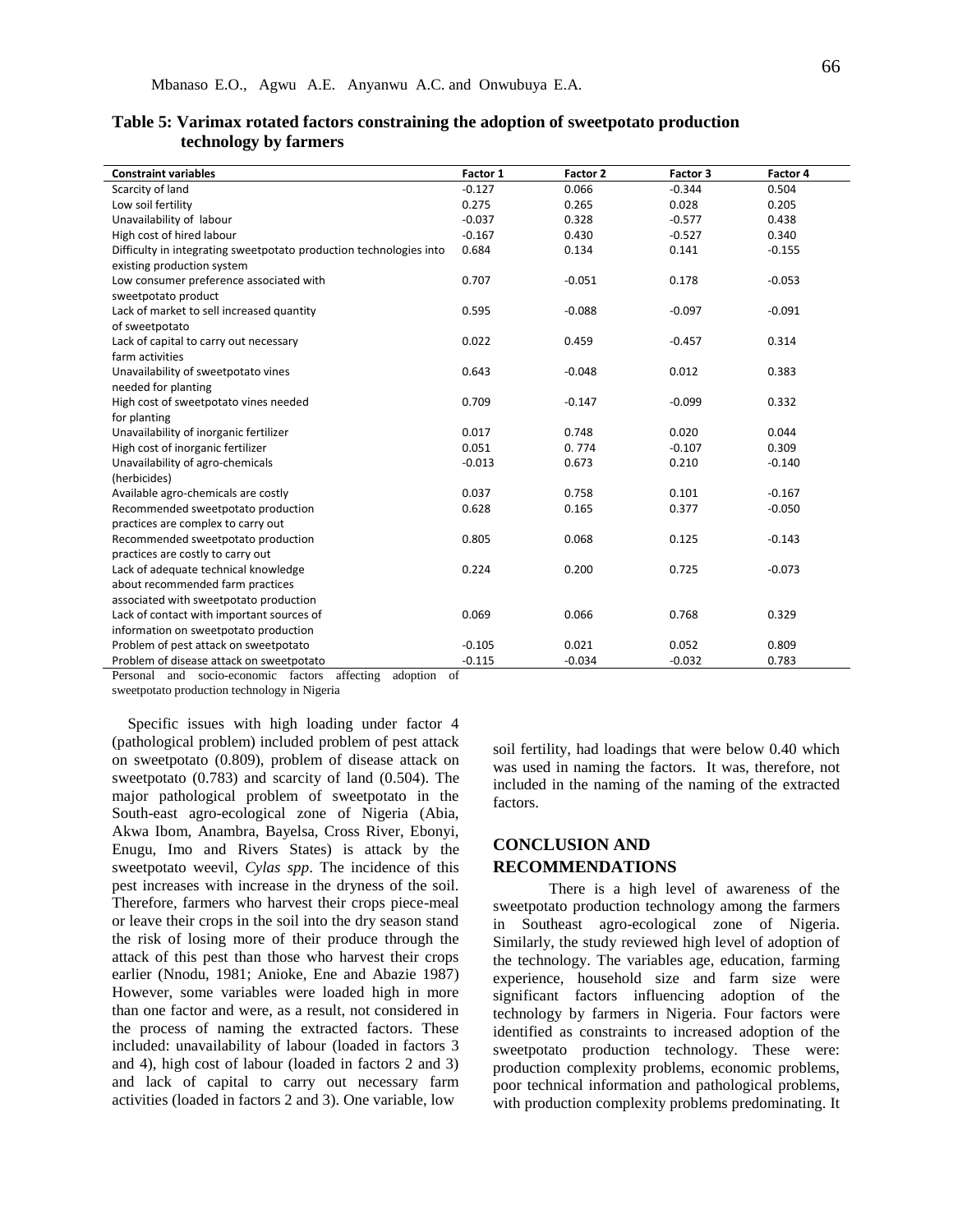**Table 5: Varimax rotated factors constraining the adoption of sweetpotato production technology by farmers**

| Constraint variables | Factor 1 | Factor 2 | Factor 3 | Factor 4 |
|---|---|---|---|---|
| Scarcity of land | -0.127 | 0.066 | -0.344 | 0.504 |
| Low soil fertility | 0.275 | 0.265 | 0.028 | 0.205 |
| Unavailability of labour | -0.037 | 0.328 | -0.577 | 0.438 |
| High cost of hired labour | -0.167 | 0.430 | -0.527 | 0.340 |
| Difficulty in integrating sweetpotato production technologies into existing production system | 0.684 | 0.134 | 0.141 | -0.155 |
| Low consumer preference associated with sweetpotato product | 0.707 | -0.051 | 0.178 | -0.053 |
| Lack of market to sell increased quantity of sweetpotato | 0.595 | -0.088 | -0.097 | -0.091 |
| Lack of capital to carry out necessary farm activities | 0.022 | 0.459 | -0.457 | 0.314 |
| Unavailability of sweetpotato vines needed for planting | 0.643 | -0.048 | 0.012 | 0.383 |
| High cost of sweetpotato vines needed for planting | 0.709 | -0.147 | -0.099 | 0.332 |
| Unavailability of inorganic fertilizer | 0.017 | 0.748 | 0.020 | 0.044 |
| High cost of inorganic fertilizer | 0.051 | 0. 774 | -0.107 | 0.309 |
| Unavailability of agro-chemicals (herbicides) | -0.013 | 0.673 | 0.210 | -0.140 |
| Available agro-chemicals are costly | 0.037 | 0.758 | 0.101 | -0.167 |
| Recommended sweetpotato production practices are complex to carry out | 0.628 | 0.165 | 0.377 | -0.050 |
| Recommended sweetpotato production practices are costly to carry out | 0.805 | 0.068 | 0.125 | -0.143 |
| Lack of adequate technical knowledge about recommended farm practices associated with sweetpotato production | 0.224 | 0.200 | 0.725 | -0.073 |
| Lack of contact with important sources of information on sweetpotato production | 0.069 | 0.066 | 0.768 | 0.329 |
| Problem of pest attack on sweetpotato | -0.105 | 0.021 | 0.052 | 0.809 |
| Problem of disease attack on sweetpotato | -0.115 | -0.034 | -0.032 | 0.783 |

Personal and socio-economic factors affecting adoption of sweetpotato production technology in Nigeria

Specific issues with high loading under factor 4 (pathological problem) included problem of pest attack on sweetpotato (0.809), problem of disease attack on sweetpotato (0.783) and scarcity of land (0.504). The major pathological problem of sweetpotato in the South-east agro-ecological zone of Nigeria (Abia, Akwa Ibom, Anambra, Bayelsa, Cross River, Ebonyi, Enugu, Imo and Rivers States) is attack by the sweetpotato weevil, *Cylas spp*. The incidence of this pest increases with increase in the dryness of the soil. Therefore, farmers who harvest their crops piece-meal or leave their crops in the soil into the dry season stand the risk of losing more of their produce through the attack of this pest than those who harvest their crops earlier (Nnodu, 1981; Anioke, Ene and Abazie 1987) However, some variables were loaded high in more than one factor and were, as a result, not considered in the process of naming the extracted factors. These included: unavailability of labour (loaded in factors 3 and 4), high cost of labour (loaded in factors 2 and 3) and lack of capital to carry out necessary farm activities (loaded in factors 2 and 3). One variable, low soil fertility, had loadings that were below 0.40 which was used in naming the factors. It was, therefore, not included in the naming of the naming of the extracted factors.

## CONCLUSION AND RECOMMENDATIONS

There is a high level of awareness of the sweetpotato production technology among the farmers in Southeast agro-ecological zone of Nigeria. Similarly, the study reviewed high level of adoption of the technology. The variables age, education, farming experience, household size and farm size were significant factors influencing adoption of the technology by farmers in Nigeria. Four factors were identified as constraints to increased adoption of the sweetpotato production technology. These were: production complexity problems, economic problems, poor technical information and pathological problems, with production complexity problems predominating. It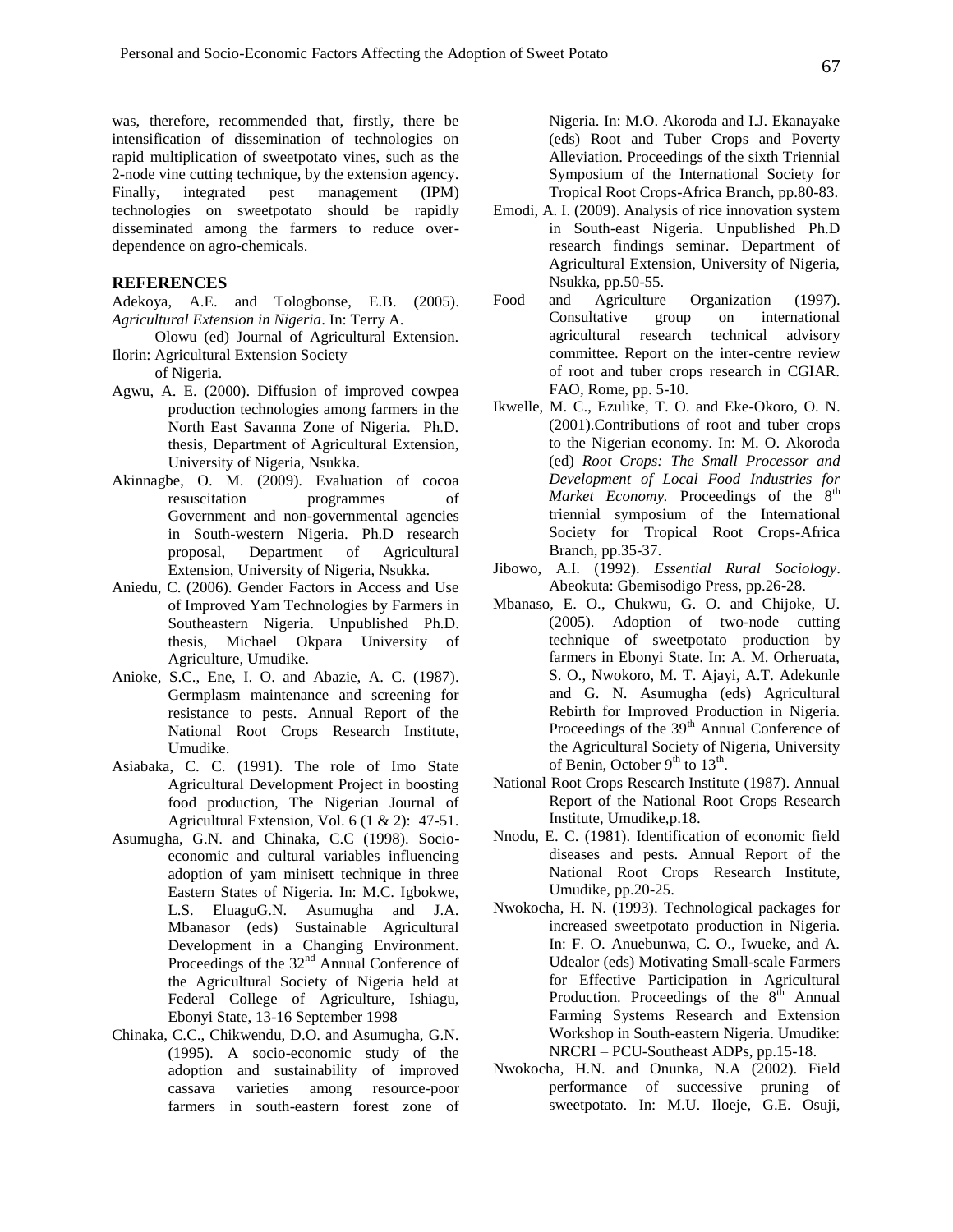was, therefore, recommended that, firstly, there be intensification of dissemination of technologies on rapid multiplication of sweetpotato vines, such as the 2-node vine cutting technique, by the extension agency. Finally, integrated pest management (IPM) technologies on sweetpotato should be rapidly disseminated among the farmers to reduce over-dependence on agro-chemicals.

## REFERENCES

Adekoya, A.E. and Tologbonse, E.B. (2005). *Agricultural Extension in Nigeria*. In: Terry A. Olowu (ed) Journal of Agricultural Extension. Ilorin: Agricultural Extension Society of Nigeria.

Agwu, A. E. (2000). Diffusion of improved cowpea production technologies among farmers in the North East Savanna Zone of Nigeria. Ph.D. thesis, Department of Agricultural Extension, University of Nigeria, Nsukka.

Akinnagbe, O. M. (2009). Evaluation of cocoa resuscitation programmes of Government and non-governmental agencies in South-western Nigeria. Ph.D research proposal, Department of Agricultural Extension, University of Nigeria, Nsukka.

Aniedu, C. (2006). Gender Factors in Access and Use of Improved Yam Technologies by Farmers in Southeastern Nigeria. Unpublished Ph.D. thesis, Michael Okpara University of Agriculture, Umudike.

Anioke, S.C., Ene, I. O. and Abazie, A. C. (1987). Germplasm maintenance and screening for resistance to pests. Annual Report of the National Root Crops Research Institute, Umudike.

Asiabaka, C. C. (1991). The role of Imo State Agricultural Development Project in boosting food production, The Nigerian Journal of Agricultural Extension, Vol. 6 (1 & 2): 47-51.

Asumugha, G.N. and Chinaka, C.C (1998). Socio-economic and cultural variables influencing adoption of yam minisett technique in three Eastern States of Nigeria. In: M.C. Igbokwe, L.S. EluaguG.N. Asumugha and J.A. Mbanasor (eds) Sustainable Agricultural Development in a Changing Environment. Proceedings of the 32nd Annual Conference of the Agricultural Society of Nigeria held at Federal College of Agriculture, Ishiagu, Ebonyi State, 13-16 September 1998

Chinaka, C.C., Chikwendu, D.O. and Asumugha, G.N. (1995). A socio-economic study of the adoption and sustainability of improved cassava varieties among resource-poor farmers in south-eastern forest zone of Nigeria. In: M.O. Akoroda and I.J. Ekanayake (eds) Root and Tuber Crops and Poverty Alleviation. Proceedings of the sixth Triennial Symposium of the International Society for Tropical Root Crops-Africa Branch, pp.80-83.

Emodi, A. I. (2009). Analysis of rice innovation system in South-east Nigeria. Unpublished Ph.D research findings seminar. Department of Agricultural Extension, University of Nigeria, Nsukka, pp.50-55.

Food and Agriculture Organization (1997). Consultative group on international agricultural research technical advisory committee. Report on the inter-centre review of root and tuber crops research in CGIAR. FAO, Rome, pp. 5-10.

Ikwelle, M. C., Ezulike, T. O. and Eke-Okoro, O. N. (2001).Contributions of root and tuber crops to the Nigerian economy. In: M. O. Akoroda (ed) *Root Crops: The Small Processor and Development of Local Food Industries for Market Economy.* Proceedings of the 8th triennial symposium of the International Society for Tropical Root Crops-Africa Branch, pp.35-37.

Jibowo, A.I. (1992). *Essential Rural Sociology*. Abeokuta: Gbemisodigo Press, pp.26-28.

Mbanaso, E. O., Chukwu, G. O. and Chijoke, U. (2005). Adoption of two-node cutting technique of sweetpotato production by farmers in Ebonyi State. In: A. M. Orheruata, S. O., Nwokoro, M. T. Ajayi, A.T. Adekunle and G. N. Asumugha (eds) Agricultural Rebirth for Improved Production in Nigeria. Proceedings of the 39th Annual Conference of the Agricultural Society of Nigeria, University of Benin, October 9th to 13th.

National Root Crops Research Institute (1987). Annual Report of the National Root Crops Research Institute, Umudike,p.18.

Nnodu, E. C. (1981). Identification of economic field diseases and pests. Annual Report of the National Root Crops Research Institute, Umudike, pp.20-25.

Nwokocha, H. N. (1993). Technological packages for increased sweetpotato production in Nigeria. In: F. O. Anuebunwa, C. O., Iwueke, and A. Udealor (eds) Motivating Small-scale Farmers for Effective Participation in Agricultural Production. Proceedings of the 8th Annual Farming Systems Research and Extension Workshop in South-eastern Nigeria. Umudike: NRCRI – PCU-Southeast ADPs, pp.15-18.

Nwokocha, H.N. and Onunka, N.A (2002). Field performance of successive pruning of sweetpotato. In: M.U. Iloeje, G.E. Osuji,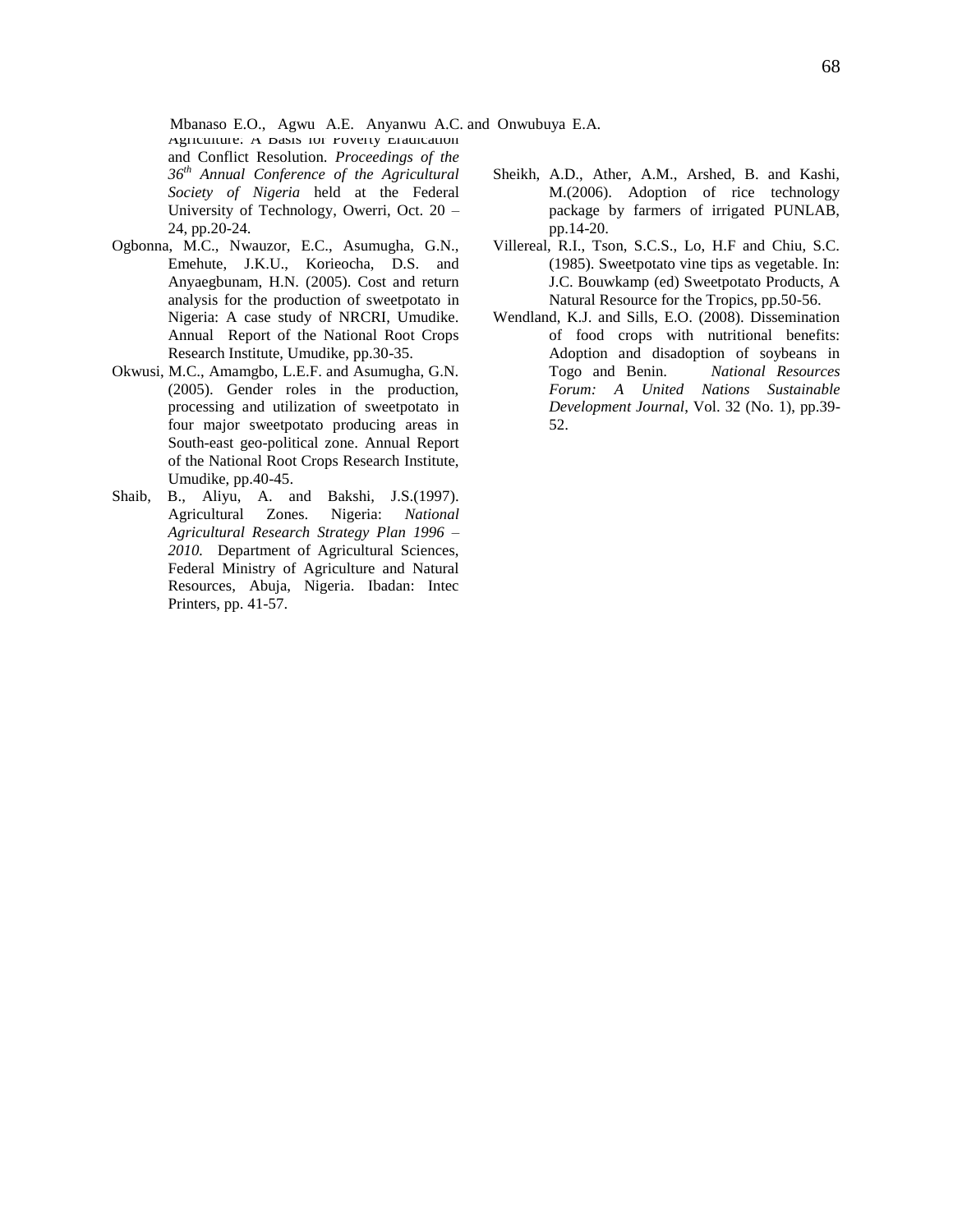Agriculture: A Basis for Poverty Eradication and Conflict Resolution. *Proceedings of the 36th Annual Conference of the Agricultural Society of Nigeria* held at the Federal University of Technology, Owerri, Oct. 20 – 24, pp.20-24.

Ogbonna, M.C., Nwauzor, E.C., Asumugha, G.N., Emehute, J.K.U., Korieocha, D.S. and Anyaegbunam, H.N. (2005). Cost and return analysis for the production of sweetpotato in Nigeria: A case study of NRCRI, Umudike. Annual Report of the National Root Crops Research Institute, Umudike, pp.30-35.

Okwusi, M.C., Amamgbo, L.E.F. and Asumugha, G.N. (2005). Gender roles in the production, processing and utilization of sweetpotato in four major sweetpotato producing areas in South-east geo-political zone. Annual Report of the National Root Crops Research Institute, Umudike, pp.40-45.

Shaib, B., Aliyu, A. and Bakshi, J.S.(1997). Agricultural Zones. Nigeria: *National Agricultural Research Strategy Plan 1996 – 2010.* Department of Agricultural Sciences, Federal Ministry of Agriculture and Natural Resources, Abuja, Nigeria. Ibadan: Intec Printers, pp. 41-57.

Sheikh, A.D., Ather, A.M., Arshed, B. and Kashi, M.(2006). Adoption of rice technology package by farmers of irrigated PUNLAB, pp.14-20.

Villereal, R.I., Tson, S.C.S., Lo, H.F and Chiu, S.C. (1985). Sweetpotato vine tips as vegetable. In: J.C. Bouwkamp (ed) Sweetpotato Products, A Natural Resource for the Tropics, pp.50-56.

Wendland, K.J. and Sills, E.O. (2008). Dissemination of food crops with nutritional benefits: Adoption and disadoption of soybeans in Togo and Benin. *National Resources Forum: A United Nations Sustainable Development Journal*, Vol. 32 (No. 1), pp.39-52.